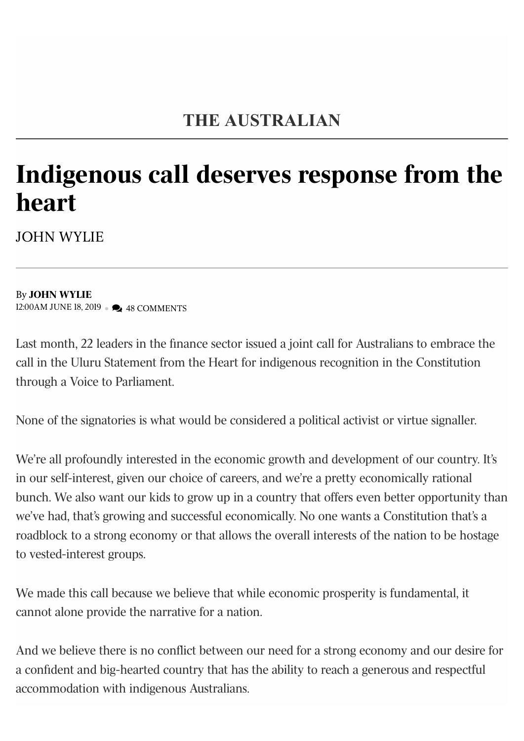THE AUSTRALIAN

# Indigenous call deserves response from the heart

JOHN WYLIE

By **JOHN WYLIE**
12:00AM JUNE 18, 2019 • 48 COMMENTS

Last month, 22 leaders in the finance sector issued a joint call for Australians to embrace the call in the Uluru Statement from the Heart for indigenous recognition in the Constitution through a Voice to Parliament.

None of the signatories is what would be considered a political activist or virtue signaller.

We're all profoundly interested in the economic growth and development of our country. It's in our self-interest, given our choice of careers, and we're a pretty economically rational bunch. We also want our kids to grow up in a country that offers even better opportunity than we've had, that's growing and successful economically. No one wants a Constitution that's a roadblock to a strong economy or that allows the overall interests of the nation to be hostage to vested-interest groups.

We made this call because we believe that while economic prosperity is fundamental, it cannot alone provide the narrative for a nation.

And we believe there is no conflict between our need for a strong economy and our desire for a confident and big-hearted country that has the ability to reach a generous and respectful accommodation with indigenous Australians.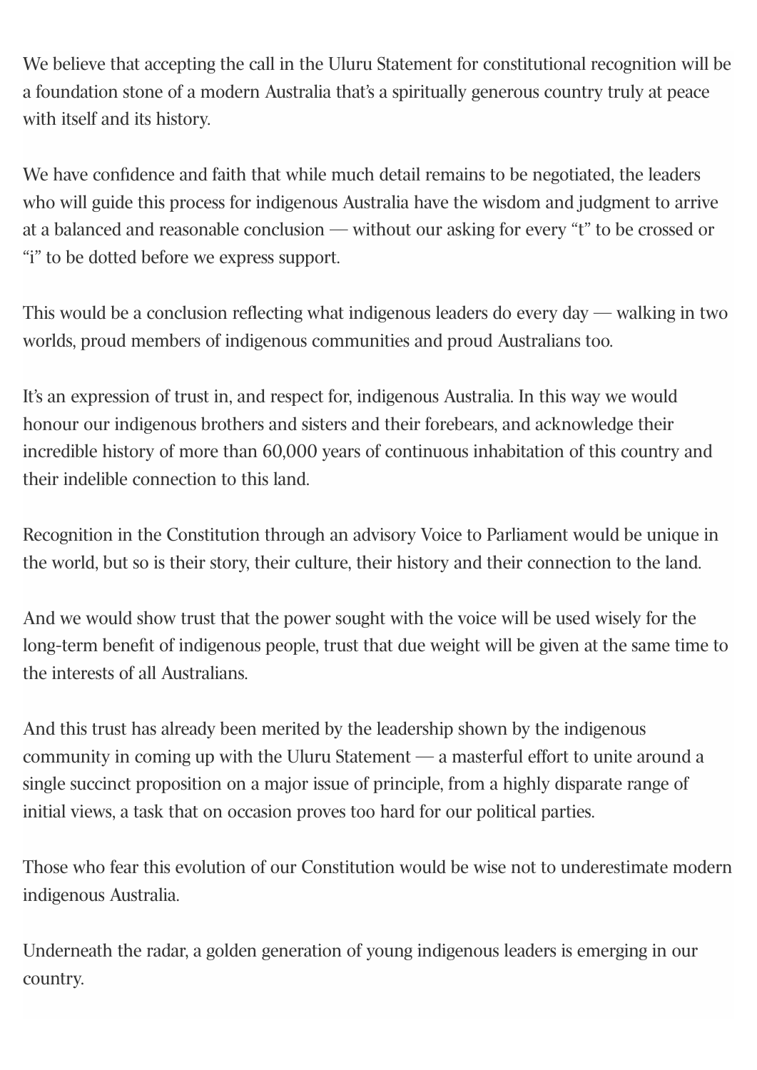We believe that accepting the call in the Uluru Statement for constitutional recognition will be a foundation stone of a modern Australia that's a spiritually generous country truly at peace with itself and its history.

We have confidence and faith that while much detail remains to be negotiated, the leaders who will guide this process for indigenous Australia have the wisdom and judgment to arrive at a balanced and reasonable conclusion — without our asking for every "t" to be crossed or "i" to be dotted before we express support.

This would be a conclusion reflecting what indigenous leaders do every day — walking in two worlds, proud members of indigenous communities and proud Australians too.

It's an expression of trust in, and respect for, indigenous Australia. In this way we would honour our indigenous brothers and sisters and their forebears, and acknowledge their incredible history of more than 60,000 years of continuous inhabitation of this country and their indelible connection to this land.

Recognition in the Constitution through an advisory Voice to Parliament would be unique in the world, but so is their story, their culture, their history and their connection to the land.

And we would show trust that the power sought with the voice will be used wisely for the long-term benefit of indigenous people, trust that due weight will be given at the same time to the interests of all Australians.

And this trust has already been merited by the leadership shown by the indigenous community in coming up with the Uluru Statement — a masterful effort to unite around a single succinct proposition on a major issue of principle, from a highly disparate range of initial views, a task that on occasion proves too hard for our political parties.

Those who fear this evolution of our Constitution would be wise not to underestimate modern indigenous Australia.

Underneath the radar, a golden generation of young indigenous leaders is emerging in our country.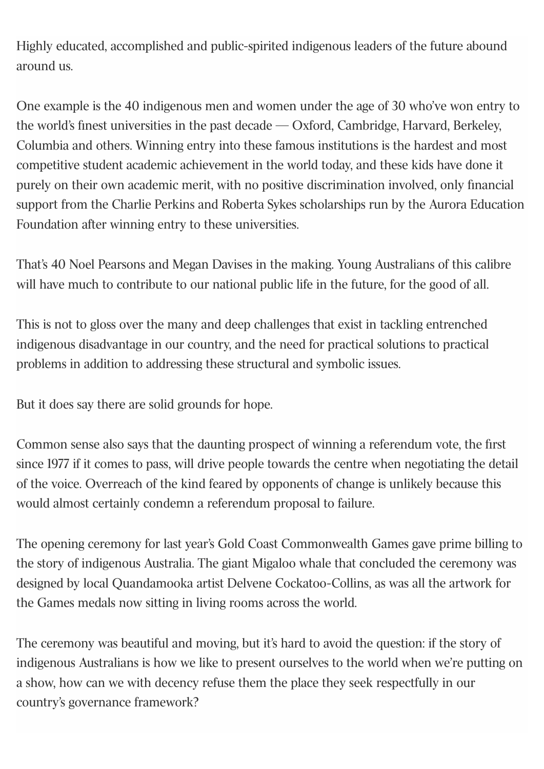Highly educated, accomplished and public-spirited indigenous leaders of the future abound around us.

One example is the 40 indigenous men and women under the age of 30 who've won entry to the world's finest universities in the past decade — Oxford, Cambridge, Harvard, Berkeley, Columbia and others. Winning entry into these famous institutions is the hardest and most competitive student academic achievement in the world today, and these kids have done it purely on their own academic merit, with no positive discrimination involved, only financial support from the Charlie Perkins and Roberta Sykes scholarships run by the Aurora Education Foundation after winning entry to these universities.

That's 40 Noel Pearsons and Megan Davises in the making. Young Australians of this calibre will have much to contribute to our national public life in the future, for the good of all.

This is not to gloss over the many and deep challenges that exist in tackling entrenched indigenous disadvantage in our country, and the need for practical solutions to practical problems in addition to addressing these structural and symbolic issues.

But it does say there are solid grounds for hope.

Common sense also says that the daunting prospect of winning a referendum vote, the first since 1977 if it comes to pass, will drive people towards the centre when negotiating the detail of the voice. Overreach of the kind feared by opponents of change is unlikely because this would almost certainly condemn a referendum proposal to failure.

The opening ceremony for last year's Gold Coast Commonwealth Games gave prime billing to the story of indigenous Australia. The giant Migaloo whale that concluded the ceremony was designed by local Quandamooka artist Delvene Cockatoo-Collins, as was all the artwork for the Games medals now sitting in living rooms across the world.

The ceremony was beautiful and moving, but it's hard to avoid the question: if the story of indigenous Australians is how we like to present ourselves to the world when we're putting on a show, how can we with decency refuse them the place they seek respectfully in our country's governance framework?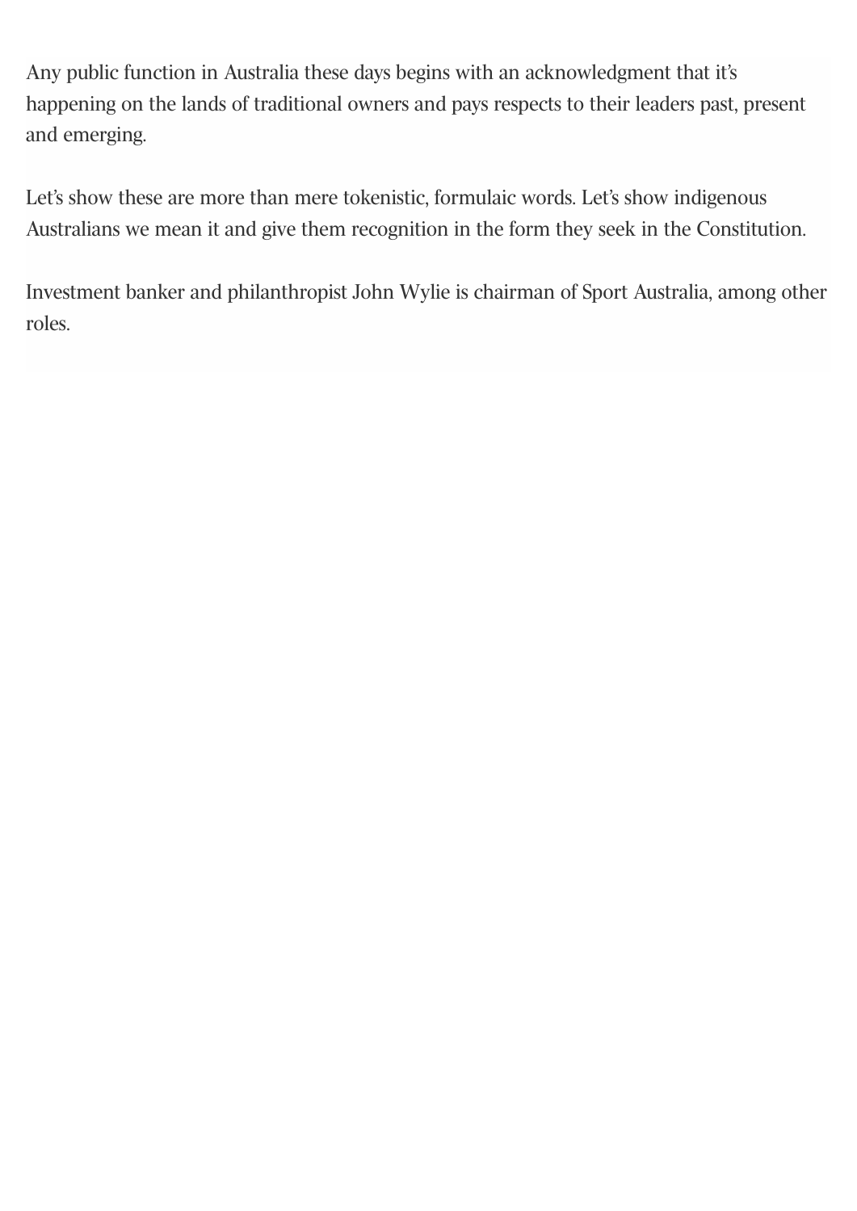Any public function in Australia these days begins with an acknowledgment that it's happening on the lands of traditional owners and pays respects to their leaders past, present and emerging.

Let's show these are more than mere tokenistic, formulaic words. Let's show indigenous Australians we mean it and give them recognition in the form they seek in the Constitution.

Investment banker and philanthropist John Wylie is chairman of Sport Australia, among other roles.